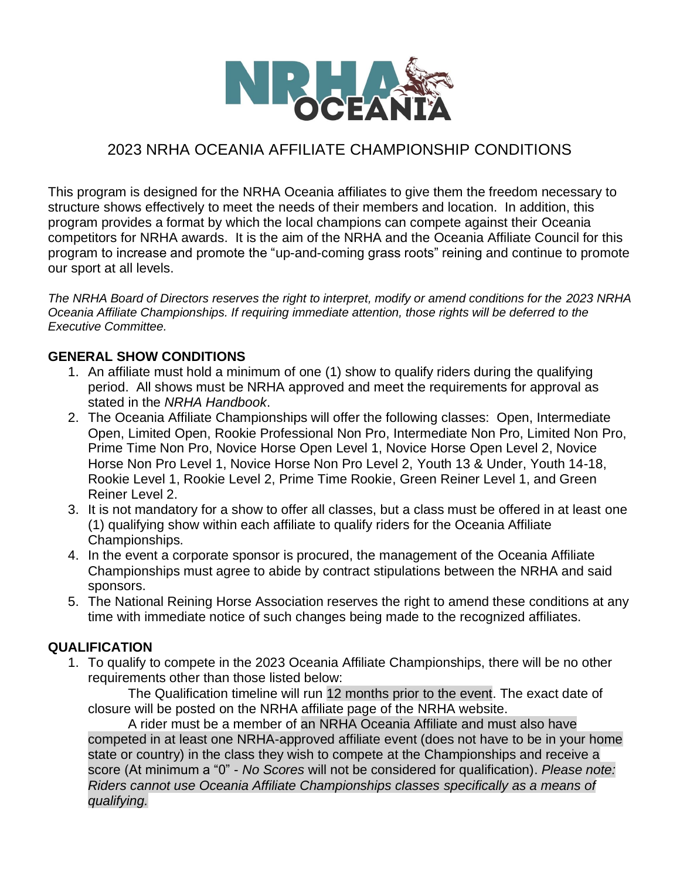# 2023 NRHA OCEANIA AFFILIATE CHAMPIONSHIP CONDITIONS

This program is designed for the NRHA Oceania affiliates to give them the freedom necessary to structure shows effectively to meet the needs of their members and location. In addition, this program provides a format by which the local champions can compete against their Oceania competitors for NRHA awards. It is the aim of the NRHA and the Oceania Affiliate Council for this program to increase and promote the "up-and-coming grass roots" reining and continue to promote our sport at all levels.

*The NRHA Board of Directors reserves the right to interpret, modify or amend conditions for the 2023 NRHA Oceania Affiliate Championships. If requiring immediate attention, those rights will be deferred to the Executive Committee.*

## GENERAL SHOW CONDITIONS

1. An affiliate must hold a minimum of one (1) show to qualify riders during the qualifying period. All shows must be NRHA approved and meet the requirements for approval as stated in the *NRHA Handbook*.
2. The Oceania Affiliate Championships will offer the following classes: Open, Intermediate Open, Limited Open, Rookie Professional Non Pro, Intermediate Non Pro, Limited Non Pro, Prime Time Non Pro, Novice Horse Open Level 1, Novice Horse Open Level 2, Novice Horse Non Pro Level 1, Novice Horse Non Pro Level 2, Youth 13 & Under, Youth 14-18, Rookie Level 1, Rookie Level 2, Prime Time Rookie, Green Reiner Level 1, and Green Reiner Level 2.
3. It is not mandatory for a show to offer all classes, but a class must be offered in at least one (1) qualifying show within each affiliate to qualify riders for the Oceania Affiliate Championships.
4. In the event a corporate sponsor is procured, the management of the Oceania Affiliate Championships must agree to abide by contract stipulations between the NRHA and said sponsors.
5. The National Reining Horse Association reserves the right to amend these conditions at any time with immediate notice of such changes being made to the recognized affiliates.

## QUALIFICATION

1. To qualify to compete in the 2023 Oceania Affiliate Championships, there will be no other requirements other than those listed below:

   The Qualification timeline will run 12 months prior to the event. The exact date of closure will be posted on the NRHA affiliate page of the NRHA website.

   A rider must be a member of an NRHA Oceania Affiliate and must also have competed in at least one NRHA-approved affiliate event (does not have to be in your home state or country) in the class they wish to compete at the Championships and receive a score (At minimum a "0" - *No Scores* will not be considered for qualification). *Please note: Riders cannot use Oceania Affiliate Championships classes specifically as a means of qualifying.*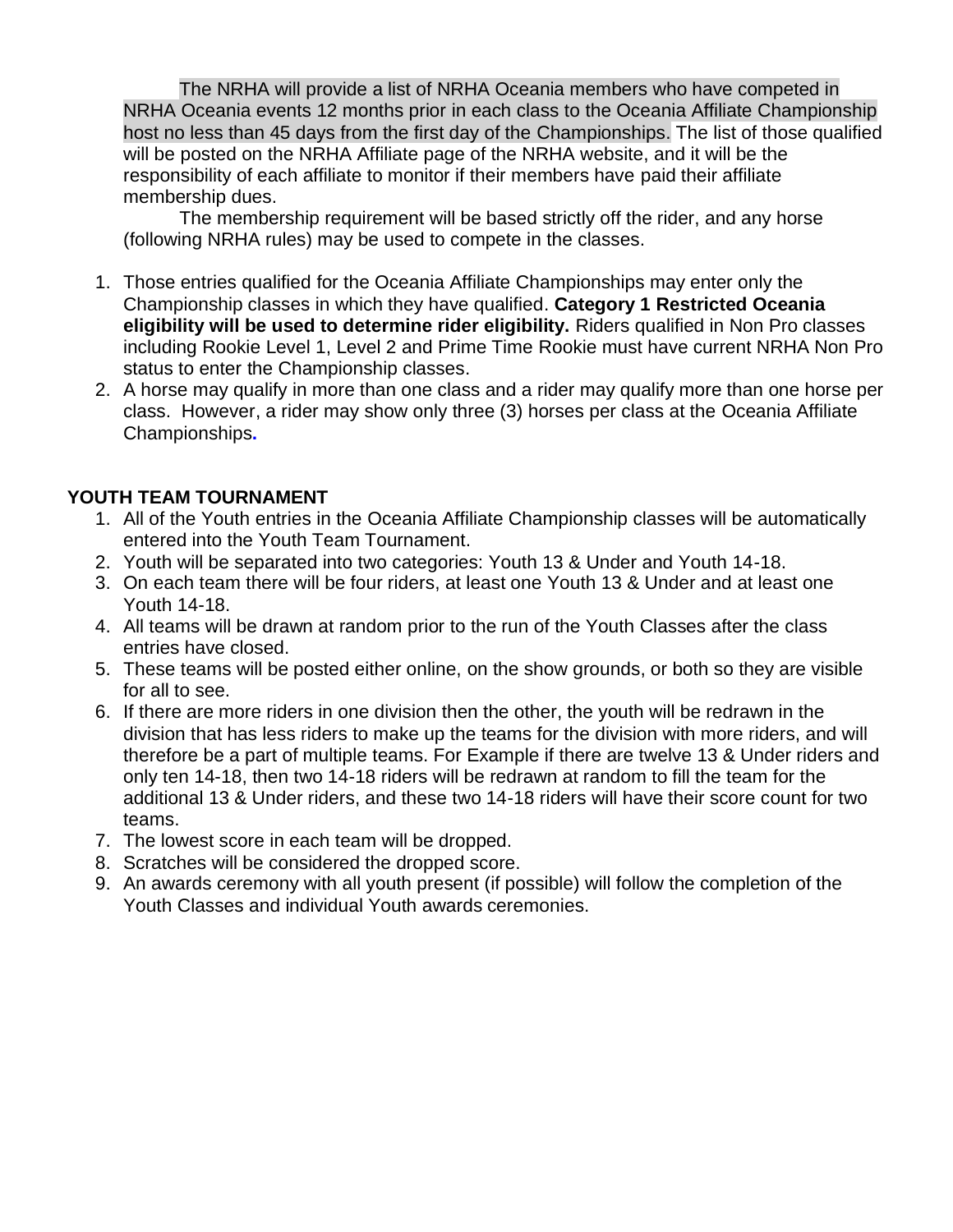The NRHA will provide a list of NRHA Oceania members who have competed in NRHA Oceania events 12 months prior in each class to the Oceania Affiliate Championship host no less than 45 days from the first day of the Championships. The list of those qualified will be posted on the NRHA Affiliate page of the NRHA website, and it will be the responsibility of each affiliate to monitor if their members have paid their affiliate membership dues.

The membership requirement will be based strictly off the rider, and any horse (following NRHA rules) may be used to compete in the classes.

1. Those entries qualified for the Oceania Affiliate Championships may enter only the Championship classes in which they have qualified. **Category 1 Restricted Oceania eligibility will be used to determine rider eligibility.** Riders qualified in Non Pro classes including Rookie Level 1, Level 2 and Prime Time Rookie must have current NRHA Non Pro status to enter the Championship classes.
2. A horse may qualify in more than one class and a rider may qualify more than one horse per class. However, a rider may show only three (3) horses per class at the Oceania Affiliate Championships.

## YOUTH TEAM TOURNAMENT

1. All of the Youth entries in the Oceania Affiliate Championship classes will be automatically entered into the Youth Team Tournament.
2. Youth will be separated into two categories: Youth 13 & Under and Youth 14-18.
3. On each team there will be four riders, at least one Youth 13 & Under and at least one Youth 14-18.
4. All teams will be drawn at random prior to the run of the Youth Classes after the class entries have closed.
5. These teams will be posted either online, on the show grounds, or both so they are visible for all to see.
6. If there are more riders in one division then the other, the youth will be redrawn in the division that has less riders to make up the teams for the division with more riders, and will therefore be a part of multiple teams. For Example if there are twelve 13 & Under riders and only ten 14-18, then two 14-18 riders will be redrawn at random to fill the team for the additional 13 & Under riders, and these two 14-18 riders will have their score count for two teams.
7. The lowest score in each team will be dropped.
8. Scratches will be considered the dropped score.
9. An awards ceremony with all youth present (if possible) will follow the completion of the Youth Classes and individual Youth awards ceremonies.